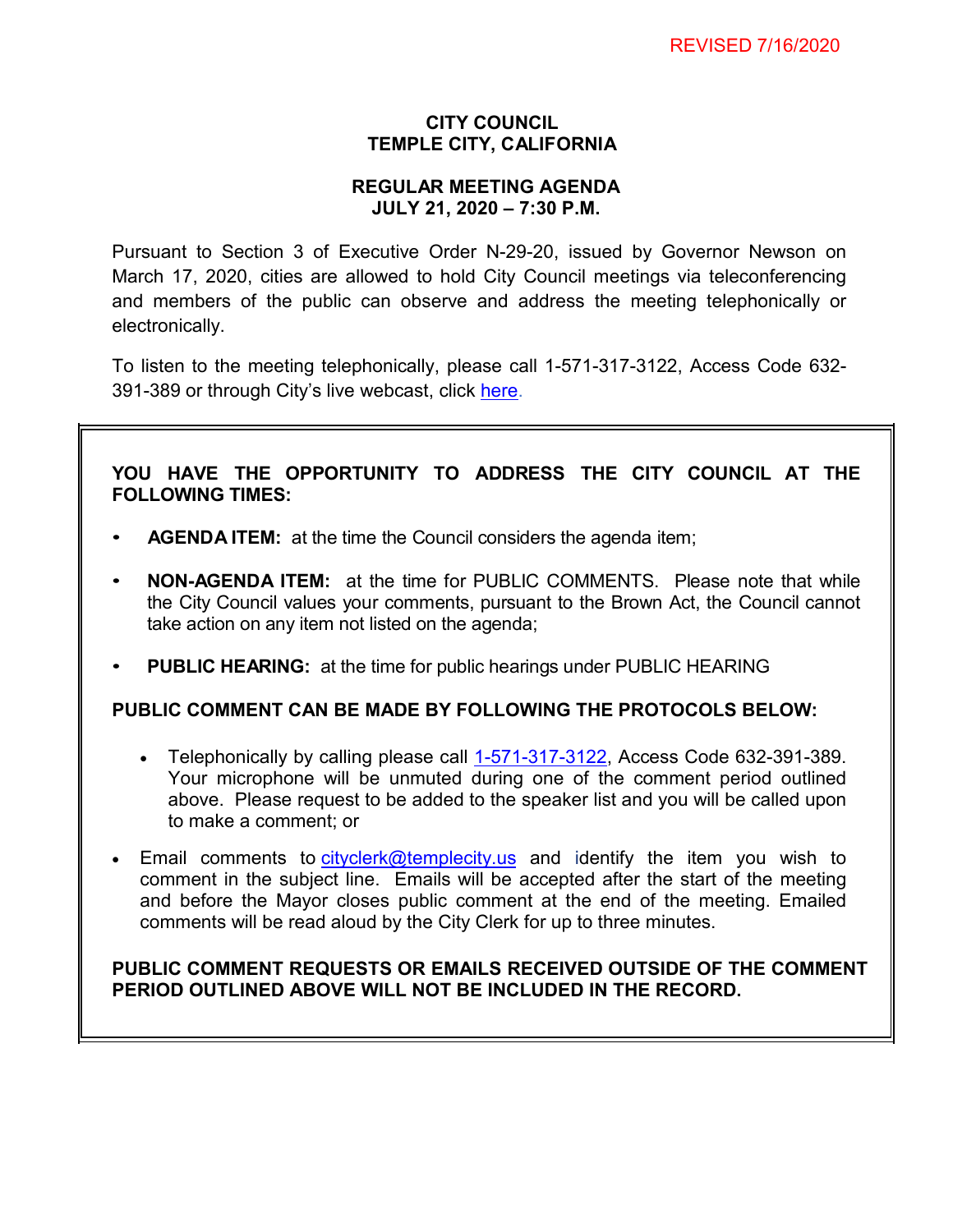REVISED 7/16/2020

**CITY COUNCIL**
**TEMPLE CITY, CALIFORNIA**

**REGULAR MEETING AGENDA**
**JULY 21, 2020 – 7:30 P.M.**

Pursuant to Section 3 of Executive Order N-29-20, issued by Governor Newson on March 17, 2020, cities are allowed to hold City Council meetings via teleconferencing and members of the public can observe and address the meeting telephonically or electronically.

To listen to the meeting telephonically, please call 1-571-317-3122, Access Code 632-391-389 or through City's live webcast, click here.

**YOU HAVE THE OPPORTUNITY TO ADDRESS THE CITY COUNCIL AT THE FOLLOWING TIMES:**

- **AGENDA ITEM:** at the time the Council considers the agenda item;
- **NON-AGENDA ITEM:** at the time for PUBLIC COMMENTS. Please note that while the City Council values your comments, pursuant to the Brown Act, the Council cannot take action on any item not listed on the agenda;
- **PUBLIC HEARING:** at the time for public hearings under PUBLIC HEARING

**PUBLIC COMMENT CAN BE MADE BY FOLLOWING THE PROTOCOLS BELOW:**

- Telephonically by calling please call 1-571-317-3122, Access Code 632-391-389. Your microphone will be unmuted during one of the comment period outlined above. Please request to be added to the speaker list and you will be called upon to make a comment; or
- Email comments to cityclerk@templecity.us and identify the item you wish to comment in the subject line. Emails will be accepted after the start of the meeting and before the Mayor closes public comment at the end of the meeting. Emailed comments will be read aloud by the City Clerk for up to three minutes.

**PUBLIC COMMENT REQUESTS OR EMAILS RECEIVED OUTSIDE OF THE COMMENT PERIOD OUTLINED ABOVE WILL NOT BE INCLUDED IN THE RECORD.**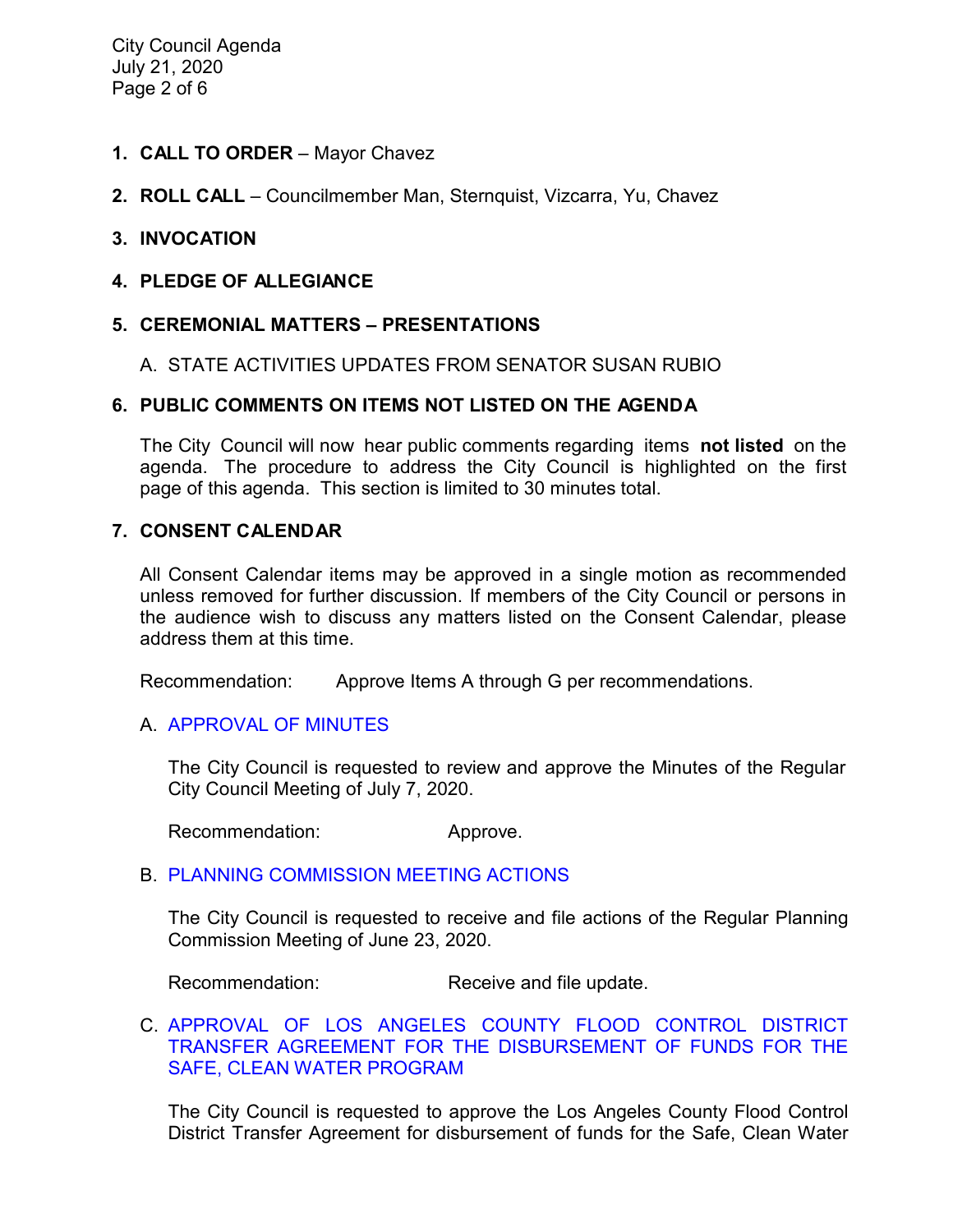1. **CALL TO ORDER** – Mayor Chavez

2. **ROLL CALL** – Councilmember Man, Sternquist, Vizcarra, Yu, Chavez

3. **INVOCATION**

4. **PLEDGE OF ALLEGIANCE**

5. **CEREMONIAL MATTERS – PRESENTATIONS**

   A. STATE ACTIVITIES UPDATES FROM SENATOR SUSAN RUBIO

6. **PUBLIC COMMENTS ON ITEMS NOT LISTED ON THE AGENDA**

   The City Council will now hear public comments regarding items **not listed** on the agenda. The procedure to address the City Council is highlighted on the first page of this agenda. This section is limited to 30 minutes total.

7. **CONSENT CALENDAR**

   All Consent Calendar items may be approved in a single motion as recommended unless removed for further discussion. If members of the City Council or persons in the audience wish to discuss any matters listed on the Consent Calendar, please address them at this time.

   Recommendation: Approve Items A through G per recommendations.

   A. APPROVAL OF MINUTES

      The City Council is requested to review and approve the Minutes of the Regular City Council Meeting of July 7, 2020.

      Recommendation: Approve.

   B. PLANNING COMMISSION MEETING ACTIONS

      The City Council is requested to receive and file actions of the Regular Planning Commission Meeting of June 23, 2020.

      Recommendation: Receive and file update.

   C. APPROVAL OF LOS ANGELES COUNTY FLOOD CONTROL DISTRICT TRANSFER AGREEMENT FOR THE DISBURSEMENT OF FUNDS FOR THE SAFE, CLEAN WATER PROGRAM

      The City Council is requested to approve the Los Angeles County Flood Control District Transfer Agreement for disbursement of funds for the Safe, Clean Water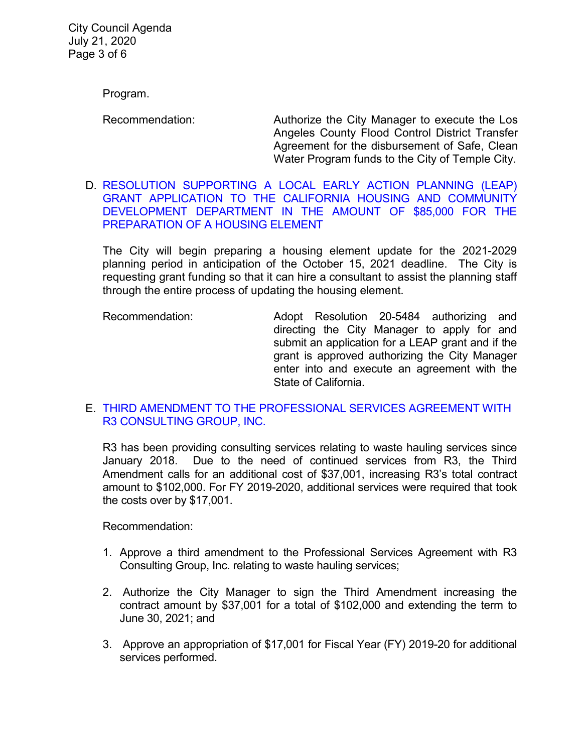Program.

Recommendation: Authorize the City Manager to execute the Los Angeles County Flood Control District Transfer Agreement for the disbursement of Safe, Clean Water Program funds to the City of Temple City.

D. RESOLUTION SUPPORTING A LOCAL EARLY ACTION PLANNING (LEAP) GRANT APPLICATION TO THE CALIFORNIA HOUSING AND COMMUNITY DEVELOPMENT DEPARTMENT IN THE AMOUNT OF $85,000 FOR THE PREPARATION OF A HOUSING ELEMENT

The City will begin preparing a housing element update for the 2021-2029 planning period in anticipation of the October 15, 2021 deadline. The City is requesting grant funding so that it can hire a consultant to assist the planning staff through the entire process of updating the housing element.

Recommendation: Adopt Resolution 20-5484 authorizing and directing the City Manager to apply for and submit an application for a LEAP grant and if the grant is approved authorizing the City Manager enter into and execute an agreement with the State of California.

E. THIRD AMENDMENT TO THE PROFESSIONAL SERVICES AGREEMENT WITH R3 CONSULTING GROUP, INC.

R3 has been providing consulting services relating to waste hauling services since January 2018. Due to the need of continued services from R3, the Third Amendment calls for an additional cost of $37,001, increasing R3's total contract amount to $102,000. For FY 2019-2020, additional services were required that took the costs over by $17,001.

Recommendation:

1. Approve a third amendment to the Professional Services Agreement with R3 Consulting Group, Inc. relating to waste hauling services;

2. Authorize the City Manager to sign the Third Amendment increasing the contract amount by $37,001 for a total of $102,000 and extending the term to June 30, 2021; and

3. Approve an appropriation of $17,001 for Fiscal Year (FY) 2019-20 for additional services performed.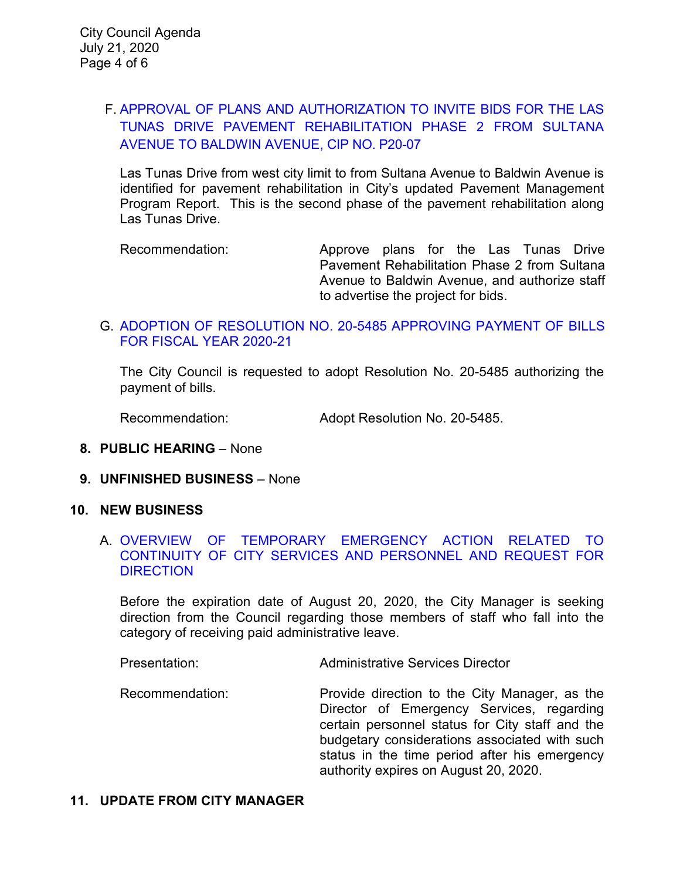F. APPROVAL OF PLANS AND AUTHORIZATION TO INVITE BIDS FOR THE LAS TUNAS DRIVE PAVEMENT REHABILITATION PHASE 2 FROM SULTANA AVENUE TO BALDWIN AVENUE, CIP NO. P20-07

Las Tunas Drive from west city limit to from Sultana Avenue to Baldwin Avenue is identified for pavement rehabilitation in City's updated Pavement Management Program Report. This is the second phase of the pavement rehabilitation along Las Tunas Drive.

Recommendation: Approve plans for the Las Tunas Drive Pavement Rehabilitation Phase 2 from Sultana Avenue to Baldwin Avenue, and authorize staff to advertise the project for bids.

G. ADOPTION OF RESOLUTION NO. 20-5485 APPROVING PAYMENT OF BILLS FOR FISCAL YEAR 2020-21

The City Council is requested to adopt Resolution No. 20-5485 authorizing the payment of bills.

Recommendation: Adopt Resolution No. 20-5485.

**8. PUBLIC HEARING** – None

**9. UNFINISHED BUSINESS** – None

**10. NEW BUSINESS**

A. OVERVIEW OF TEMPORARY EMERGENCY ACTION RELATED TO CONTINUITY OF CITY SERVICES AND PERSONNEL AND REQUEST FOR DIRECTION

Before the expiration date of August 20, 2020, the City Manager is seeking direction from the Council regarding those members of staff who fall into the category of receiving paid administrative leave.

Presentation: Administrative Services Director

Recommendation: Provide direction to the City Manager, as the Director of Emergency Services, regarding certain personnel status for City staff and the budgetary considerations associated with such status in the time period after his emergency authority expires on August 20, 2020.

**11. UPDATE FROM CITY MANAGER**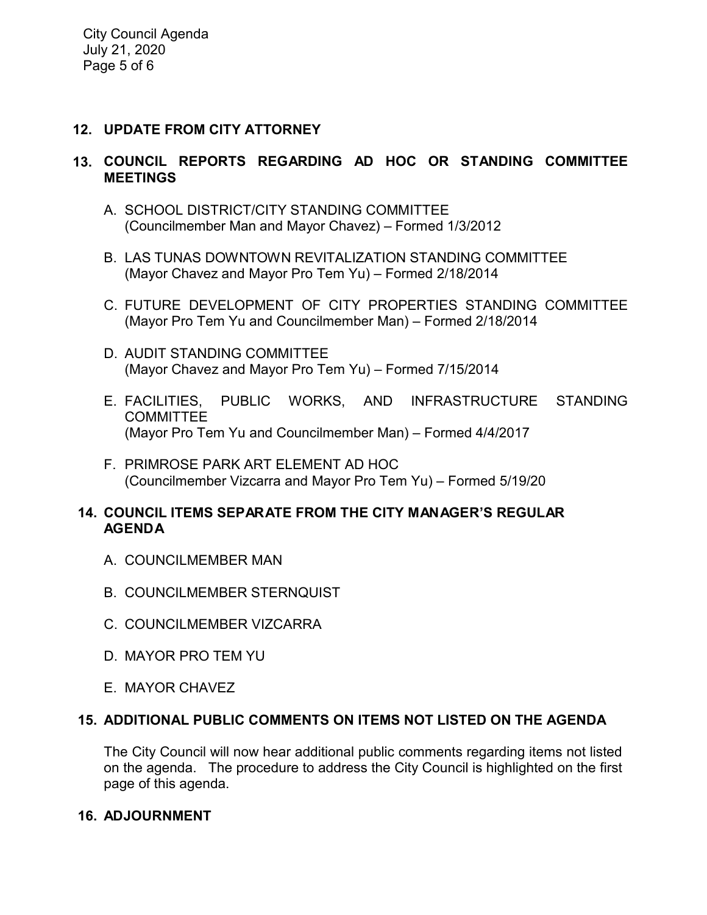## 12. UPDATE FROM CITY ATTORNEY

## 13. COUNCIL REPORTS REGARDING AD HOC OR STANDING COMMITTEE MEETINGS

A. SCHOOL DISTRICT/CITY STANDING COMMITTEE
(Councilmember Man and Mayor Chavez) – Formed 1/3/2012

B. LAS TUNAS DOWNTOWN REVITALIZATION STANDING COMMITTEE
(Mayor Chavez and Mayor Pro Tem Yu) – Formed 2/18/2014

C. FUTURE DEVELOPMENT OF CITY PROPERTIES STANDING COMMITTEE
(Mayor Pro Tem Yu and Councilmember Man) – Formed 2/18/2014

D. AUDIT STANDING COMMITTEE
(Mayor Chavez and Mayor Pro Tem Yu) – Formed 7/15/2014

E. FACILITIES, PUBLIC WORKS, AND INFRASTRUCTURE STANDING COMMITTEE
(Mayor Pro Tem Yu and Councilmember Man) – Formed 4/4/2017

F. PRIMROSE PARK ART ELEMENT AD HOC
(Councilmember Vizcarra and Mayor Pro Tem Yu) – Formed 5/19/20

## 14. COUNCIL ITEMS SEPARATE FROM THE CITY MANAGER'S REGULAR AGENDA

A. COUNCILMEMBER MAN

B. COUNCILMEMBER STERNQUIST

C. COUNCILMEMBER VIZCARRA

D. MAYOR PRO TEM YU

E. MAYOR CHAVEZ

## 15. ADDITIONAL PUBLIC COMMENTS ON ITEMS NOT LISTED ON THE AGENDA

The City Council will now hear additional public comments regarding items not listed on the agenda. The procedure to address the City Council is highlighted on the first page of this agenda.

## 16. ADJOURNMENT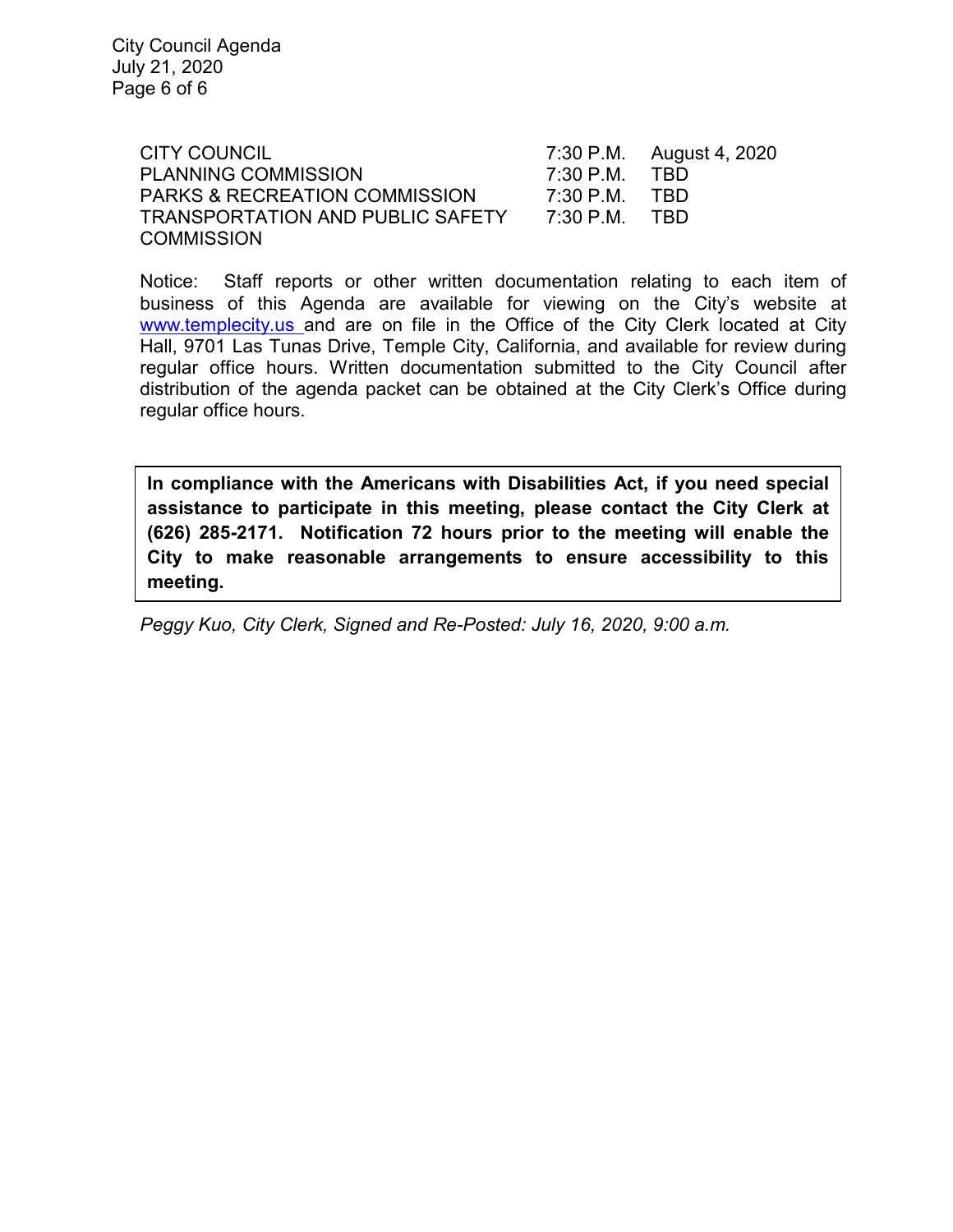| | | |
|---|---|---|
| CITY COUNCIL | 7:30 P.M. | August 4, 2020 |
| PLANNING COMMISSION | 7:30 P.M. | TBD |
| PARKS & RECREATION COMMISSION | 7:30 P.M. | TBD |
| TRANSPORTATION AND PUBLIC SAFETY COMMISSION | 7:30 P.M. | TBD |

Notice: Staff reports or other written documentation relating to each item of business of this Agenda are available for viewing on the City's website at www.templecity.us and are on file in the Office of the City Clerk located at City Hall, 9701 Las Tunas Drive, Temple City, California, and available for review during regular office hours. Written documentation submitted to the City Council after distribution of the agenda packet can be obtained at the City Clerk's Office during regular office hours.

**In compliance with the Americans with Disabilities Act, if you need special assistance to participate in this meeting, please contact the City Clerk at (626) 285-2171. Notification 72 hours prior to the meeting will enable the City to make reasonable arrangements to ensure accessibility to this meeting.**

*Peggy Kuo, City Clerk, Signed and Re-Posted: July 16, 2020, 9:00 a.m.*